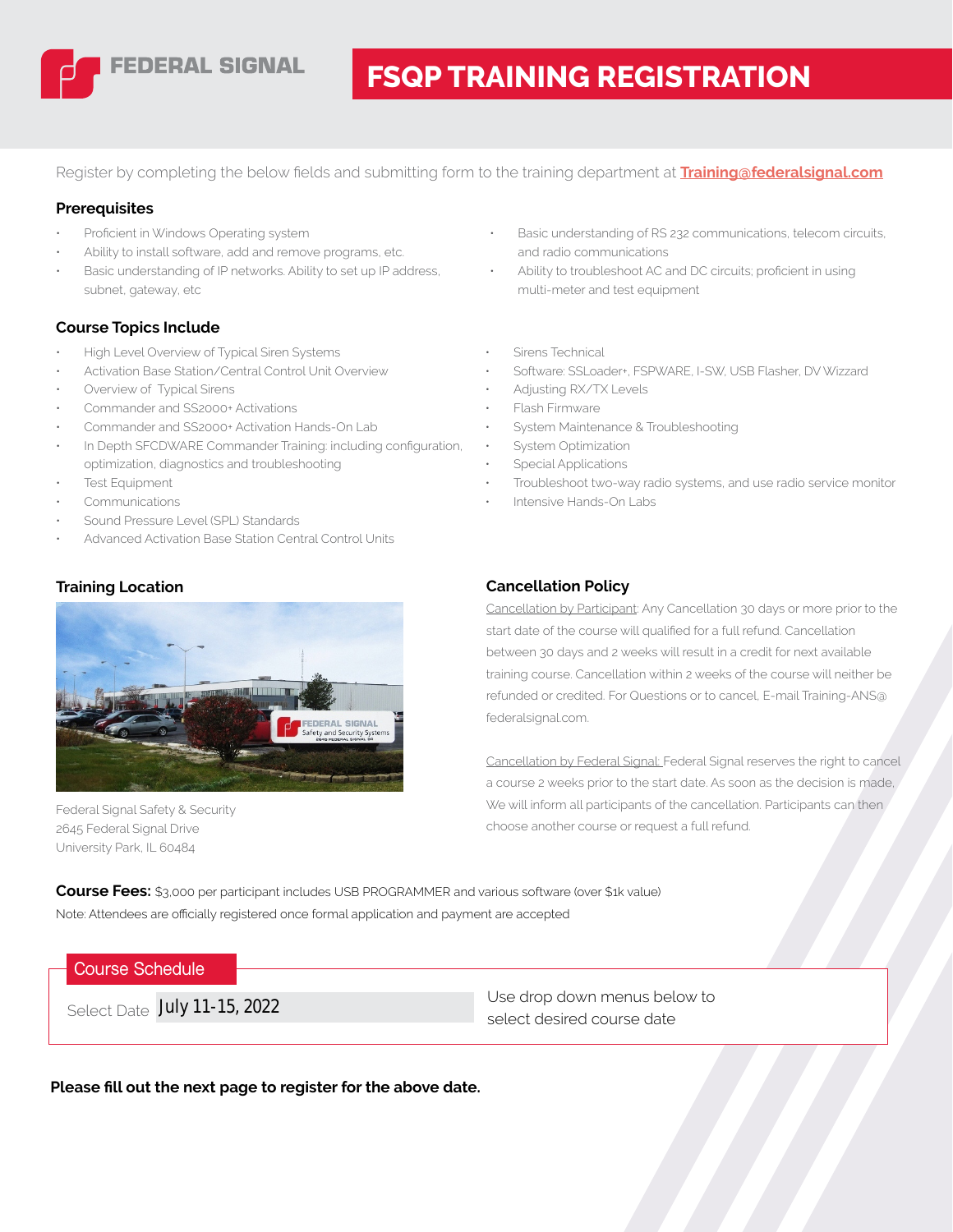# FEDERAL SIGNAL

# FSQP TRAINING REGISTRATION

Register by completing the below fields and submitting form to the training department at **Training@federalsignal.com**

## Prerequisites

- Proficient in Windows Operating system
- Ability to install software, add and remove programs, etc.
- Basic understanding of IP networks. Ability to set up IP address, subnet, gateway, etc
- Basic understanding of RS 232 communications, telecom circuits, and radio communications
- Ability to troubleshoot AC and DC circuits; proficient in using multi-meter and test equipment

## Course Topics Include

- High Level Overview of Typical Siren Systems
- Activation Base Station/Central Control Unit Overview
- Overview of Typical Sirens
- Commander and SS2000+ Activations
- Commander and SS2000+ Activation Hands-On Lab
- In Depth SFCDWARE Commander Training: including configuration, optimization, diagnostics and troubleshooting
- Test Equipment
- Communications
- Sound Pressure Level (SPL) Standards
- Advanced Activation Base Station Central Control Units
- Sirens Technical
- Software: SSLoader+, FSPWARE, I-SW, USB Flasher, DV Wizzard
- Adjusting RX/TX Levels
- Flash Firmware
- System Maintenance & Troubleshooting
- System Optimization
- Special Applications
- Troubleshoot two-way radio systems, and use radio service monitor
- Intensive Hands-On Labs

## Training Location

Federal Signal Safety & Security
2645 Federal Signal Drive
University Park, IL 60484

## Cancellation Policy

Cancellation by Participant: Any Cancellation 30 days or more prior to the start date of the course will qualified for a full refund. Cancellation between 30 days and 2 weeks will result in a credit for next available training course. Cancellation within 2 weeks of the course will neither be refunded or credited. For Questions or to cancel, E-mail Training-ANS@federalsignal.com.

Cancellation by Federal Signal: Federal Signal reserves the right to cancel a course 2 weeks prior to the start date. As soon as the decision is made, We will inform all participants of the cancellation. Participants can then choose another course or request a full refund.

**Course Fees:** $3,000 per participant includes USB PROGRAMMER and various software (over $1k value)
Note: Attendees are officially registered once formal application and payment are accepted

## Course Schedule

Select Date: July 11-15, 2022

Use drop down menus below to select desired course date

**Please fill out the next page to register for the above date.**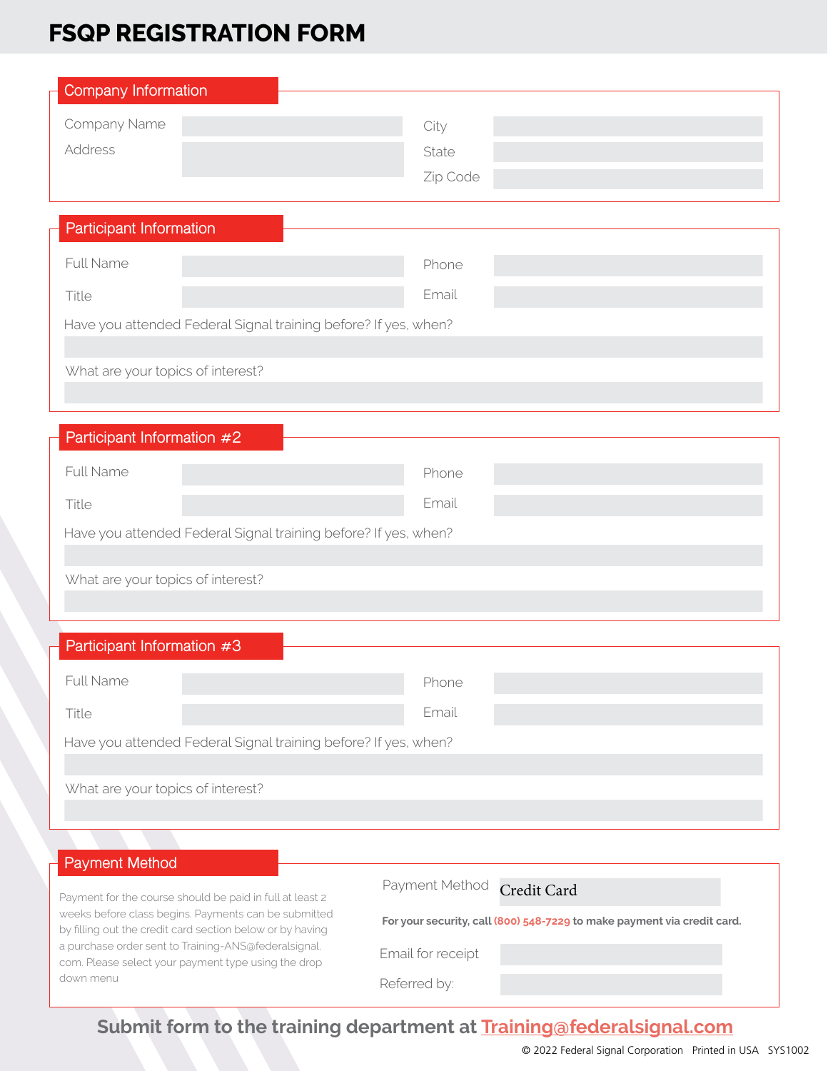# FSQP REGISTRATION FORM

## Company Information

| | | | |
|---|---|---|---|
| Company Name | | City | |
| Address | | State | |
| | | Zip Code | |

## Participant Information

| | | | |
|---|---|---|---|
| Full Name | | Phone | |
| Title | | Email | |

Have you attended Federal Signal training before? If yes, when?

What are your topics of interest?

## Participant Information #2

| | | | |
|---|---|---|---|
| Full Name | | Phone | |
| Title | | Email | |

Have you attended Federal Signal training before? If yes, when?

What are your topics of interest?

## Participant Information #3

| | | | |
|---|---|---|---|
| Full Name | | Phone | |
| Title | | Email | |

Have you attended Federal Signal training before? If yes, when?

What are your topics of interest?

## Payment Method

Payment for the course should be paid in full at least 2 weeks before class begins. Payments can be submitted by filling out the credit card section below or by having a purchase order sent to Training-ANS@federalsignal.com. Please select your payment type using the drop down menu

Payment Method: Credit Card

**For your security, call (800) 548-7229 to make payment via credit card.**

Email for receipt

Referred by:

**Submit form to the training department at Training@federalsignal.com**

© 2022 Federal Signal Corporation Printed in USA SYS1002